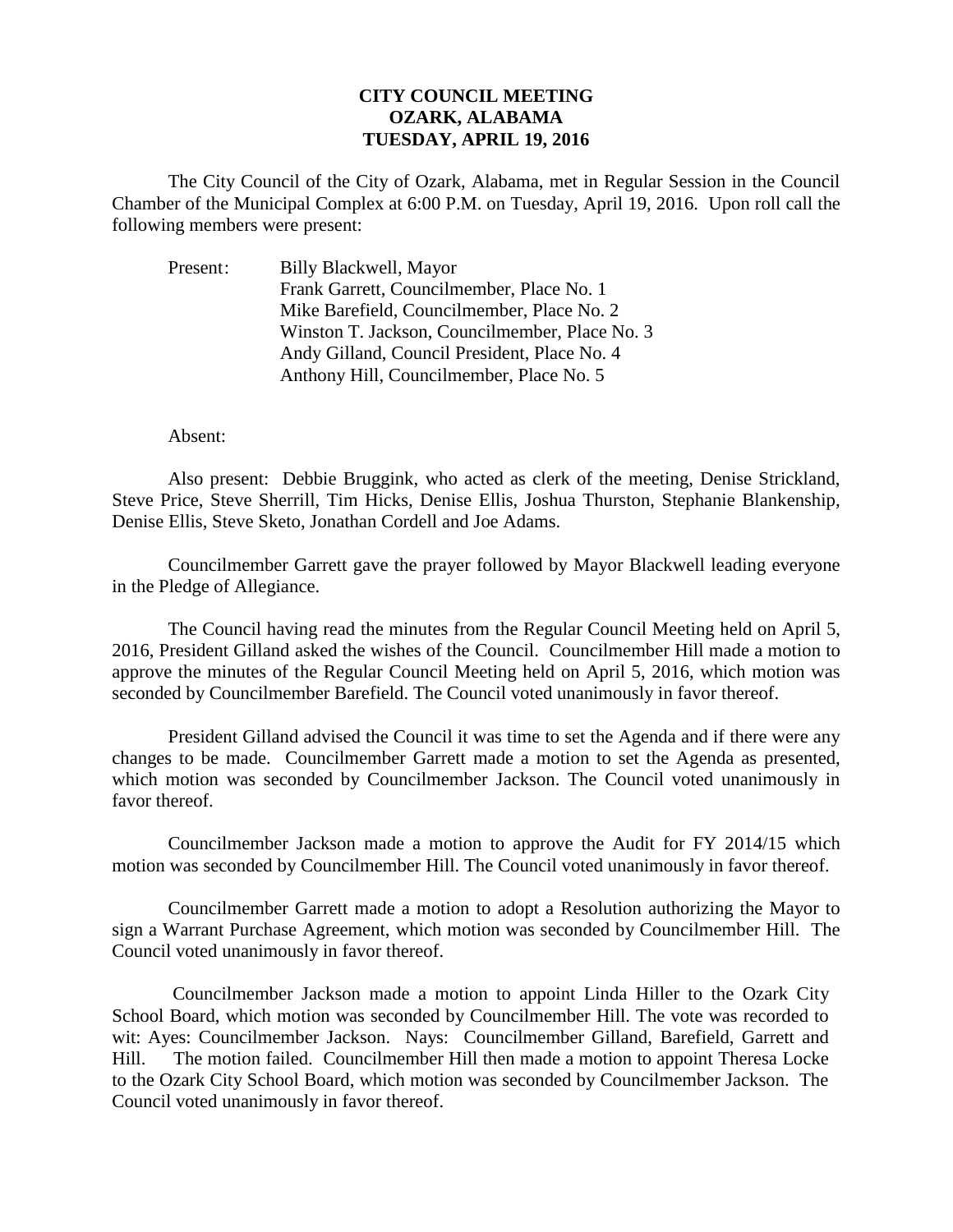# CITY COUNCIL MEETING
# OZARK, ALABAMA
# TUESDAY, APRIL 19, 2016

The City Council of the City of Ozark, Alabama, met in Regular Session in the Council Chamber of the Municipal Complex at 6:00 P.M. on Tuesday, April 19, 2016. Upon roll call the following members were present:

Present: Billy Blackwell, Mayor
Frank Garrett, Councilmember, Place No. 1
Mike Barefield, Councilmember, Place No. 2
Winston T. Jackson, Councilmember, Place No. 3
Andy Gilland, Council President, Place No. 4
Anthony Hill, Councilmember, Place No. 5

Absent:

Also present: Debbie Bruggink, who acted as clerk of the meeting, Denise Strickland, Steve Price, Steve Sherrill, Tim Hicks, Denise Ellis, Joshua Thurston, Stephanie Blankenship, Denise Ellis, Steve Sketo, Jonathan Cordell and Joe Adams.

Councilmember Garrett gave the prayer followed by Mayor Blackwell leading everyone in the Pledge of Allegiance.

The Council having read the minutes from the Regular Council Meeting held on April 5, 2016, President Gilland asked the wishes of the Council. Councilmember Hill made a motion to approve the minutes of the Regular Council Meeting held on April 5, 2016, which motion was seconded by Councilmember Barefield. The Council voted unanimously in favor thereof.

President Gilland advised the Council it was time to set the Agenda and if there were any changes to be made. Councilmember Garrett made a motion to set the Agenda as presented, which motion was seconded by Councilmember Jackson. The Council voted unanimously in favor thereof.

Councilmember Jackson made a motion to approve the Audit for FY 2014/15 which motion was seconded by Councilmember Hill. The Council voted unanimously in favor thereof.

Councilmember Garrett made a motion to adopt a Resolution authorizing the Mayor to sign a Warrant Purchase Agreement, which motion was seconded by Councilmember Hill. The Council voted unanimously in favor thereof.

Councilmember Jackson made a motion to appoint Linda Hiller to the Ozark City School Board, which motion was seconded by Councilmember Hill. The vote was recorded to wit: Ayes: Councilmember Jackson. Nays: Councilmember Gilland, Barefield, Garrett and Hill. The motion failed. Councilmember Hill then made a motion to appoint Theresa Locke to the Ozark City School Board, which motion was seconded by Councilmember Jackson. The Council voted unanimously in favor thereof.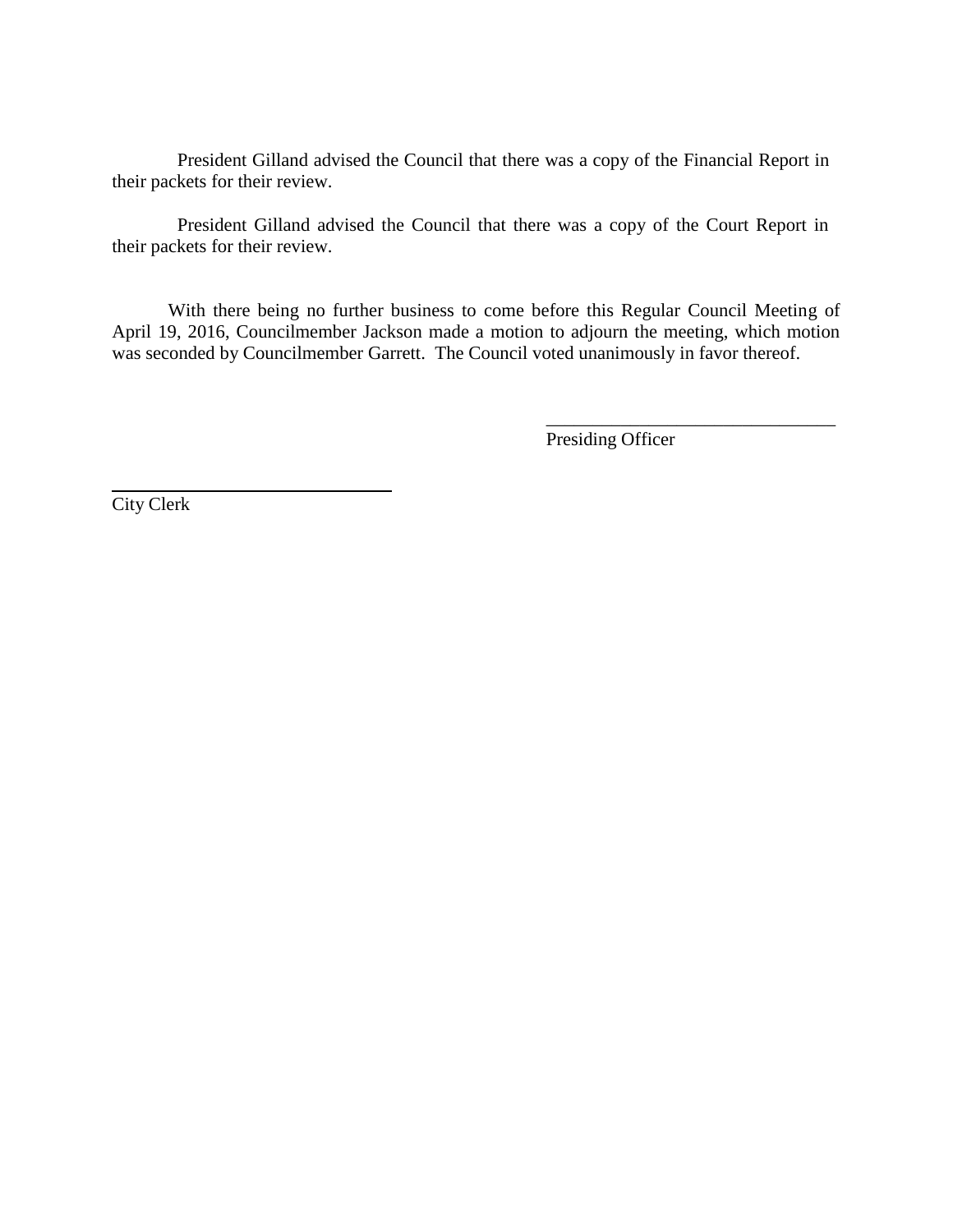President Gilland advised the Council that there was a copy of the Financial Report in their packets for their review.

President Gilland advised the Council that there was a copy of the Court Report in their packets for their review.

With there being no further business to come before this Regular Council Meeting of April 19, 2016, Councilmember Jackson made a motion to adjourn the meeting, which motion was seconded by Councilmember Garrett. The Council voted unanimously in favor thereof.

\_\_\_\_\_\_\_\_\_\_\_\_\_\_\_\_\_\_\_\_\_\_\_\_\_\_\_\_\_\_\_\_
Presiding Officer

\_\_\_\_\_\_\_\_\_\_\_\_\_\_\_\_\_\_\_\_\_\_\_\_\_\_\_\_\_\_\_\_
City Clerk